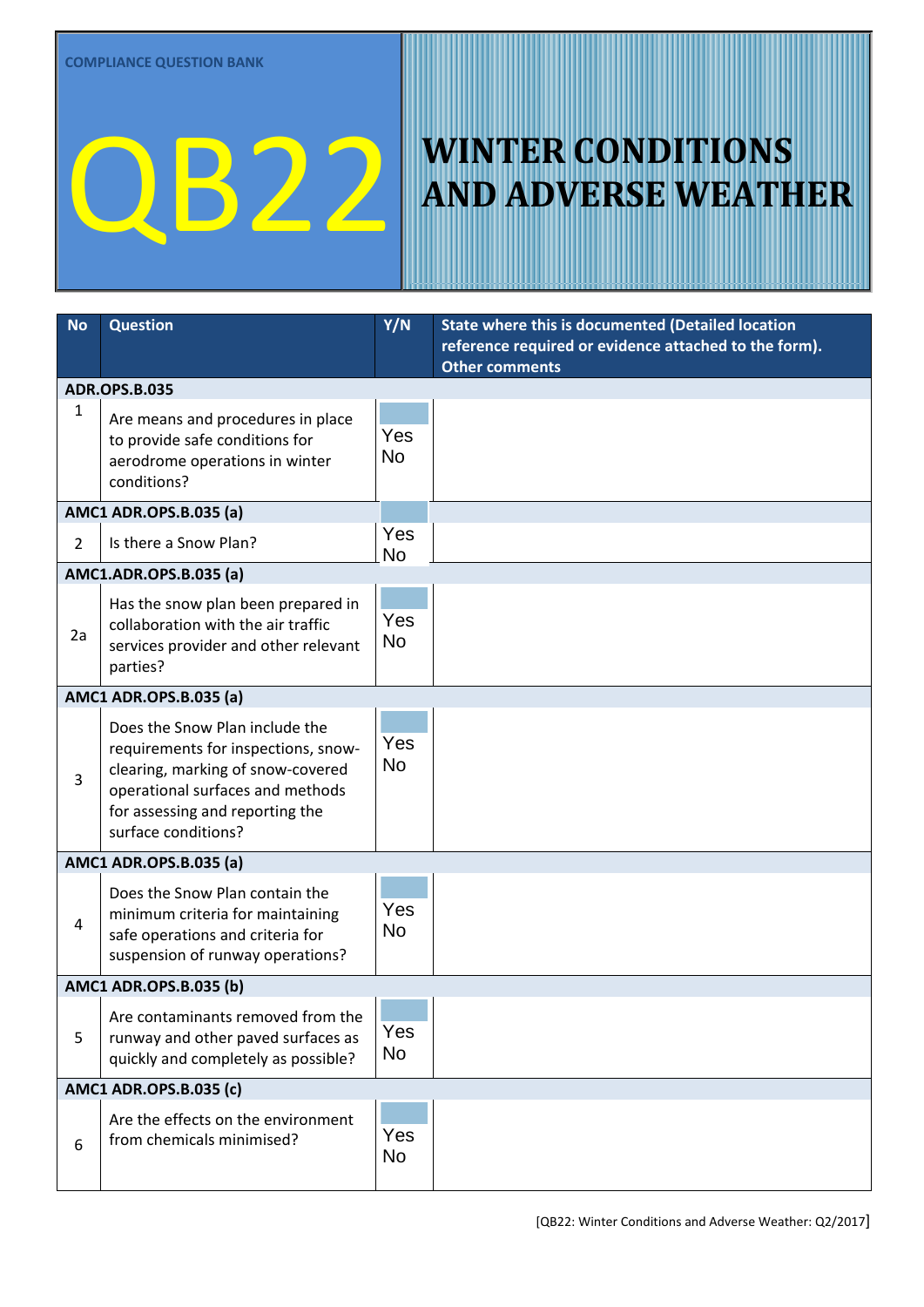COMPLIANCE QUESTION BANK

# QB22

# WINTER CONDITIONS AND ADVERSE WEATHER

| No | Question | Y/N | State where this is documented (Detailed location reference required or evidence attached to the form). Other comments |
|---|---|---|---|
| **ADR.OPS.B.035** | | | |
| 1 | Are means and procedures in place to provide safe conditions for aerodrome operations in winter conditions? | Yes No | |
| **AMC1 ADR.OPS.B.035 (a)** | | | |
| 2 | Is there a Snow Plan? | Yes No | |
| **AMC1.ADR.OPS.B.035 (a)** | | | |
| 2a | Has the snow plan been prepared in collaboration with the air traffic services provider and other relevant parties? | Yes No | |
| **AMC1 ADR.OPS.B.035 (a)** | | | |
| 3 | Does the Snow Plan include the requirements for inspections, snow-clearing, marking of snow-covered operational surfaces and methods for assessing and reporting the surface conditions? | Yes No | |
| **AMC1 ADR.OPS.B.035 (a)** | | | |
| 4 | Does the Snow Plan contain the minimum criteria for maintaining safe operations and criteria for suspension of runway operations? | Yes No | |
| **AMC1 ADR.OPS.B.035 (b)** | | | |
| 5 | Are contaminants removed from the runway and other paved surfaces as quickly and completely as possible? | Yes No | |
| **AMC1 ADR.OPS.B.035 (c)** | | | |
| 6 | Are the effects on the environment from chemicals minimised? | Yes No | |

[QB22: Winter Conditions and Adverse Weather: Q2/2017]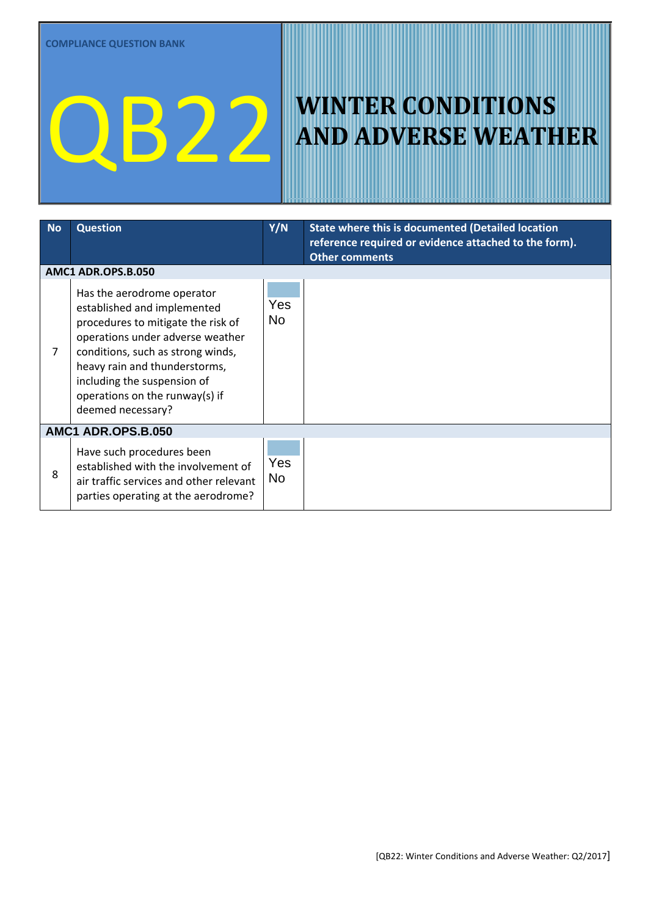COMPLIANCE QUESTION BANK

# QB22 WINTER CONDITIONS AND ADVERSE WEATHER

| No | Question | Y/N | State where this is documented (Detailed location reference required or evidence attached to the form). Other comments |
|---|---|---|---|
| **AMC1 ADR.OPS.B.050** | | | |
| 7 | Has the aerodrome operator established and implemented procedures to mitigate the risk of operations under adverse weather conditions, such as strong winds, heavy rain and thunderstorms, including the suspension of operations on the runway(s) if deemed necessary? | Yes No | |
| **AMC1 ADR.OPS.B.050** | | | |
| 8 | Have such procedures been established with the involvement of air traffic services and other relevant parties operating at the aerodrome? | Yes No | |

[QB22: Winter Conditions and Adverse Weather: Q2/2017]